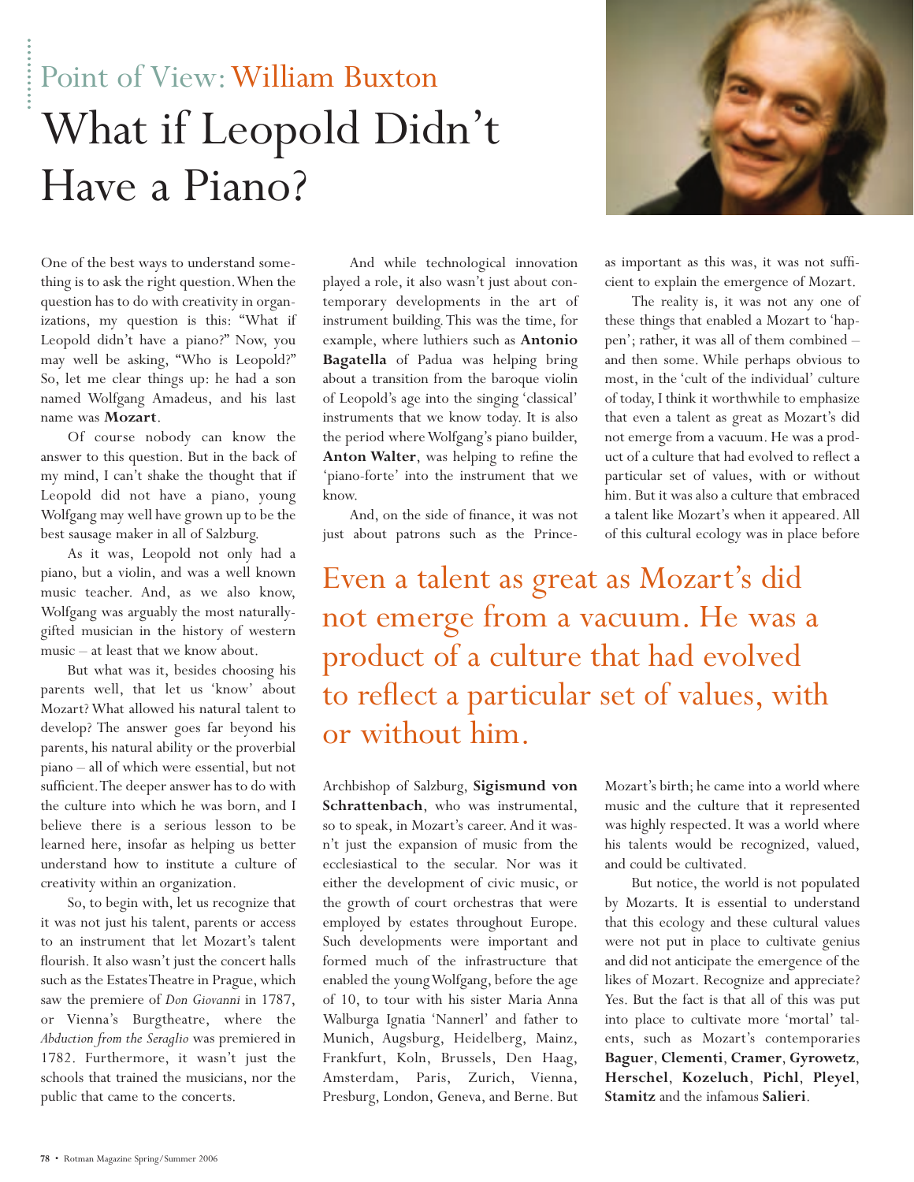Point of View: William Buxton

# What if Leopold Didn't Have a Piano?

One of the best ways to understand something is to ask the right question. When the question has to do with creativity in organizations, my question is this: "What if Leopold didn't have a piano?" Now, you may well be asking, "Who is Leopold?" So, let me clear things up: he had a son named Wolfgang Amadeus, and his last name was **Mozart**.

Of course nobody can know the answer to this question. But in the back of my mind, I can't shake the thought that if Leopold did not have a piano, young Wolfgang may well have grown up to be the best sausage maker in all of Salzburg.

As it was, Leopold not only had a piano, but a violin, and was a well known music teacher. And, as we also know, Wolfgang was arguably the most naturally-gifted musician in the history of western music – at least that we know about.

But what was it, besides choosing his parents well, that let us 'know' about Mozart? What allowed his natural talent to develop? The answer goes far beyond his parents, his natural ability or the proverbial piano – all of which were essential, but not sufficient. The deeper answer has to do with the culture into which he was born, and I believe there is a serious lesson to be learned here, insofar as helping us better understand how to institute a culture of creativity within an organization.

So, to begin with, let us recognize that it was not just his talent, parents or access to an instrument that let Mozart's talent flourish. It also wasn't just the concert halls such as the Estates Theatre in Prague, which saw the premiere of *Don Giovanni* in 1787, or Vienna's Burgtheatre, where the *Abduction from the Seraglio* was premiered in 1782. Furthermore, it wasn't just the schools that trained the musicians, nor the public that came to the concerts.

And while technological innovation played a role, it also wasn't just about contemporary developments in the art of instrument building. This was the time, for example, where luthiers such as **Antonio Bagatella** of Padua was helping bring about a transition from the baroque violin of Leopold's age into the singing 'classical' instruments that we know today. It is also the period where Wolfgang's piano builder, **Anton Walter**, was helping to refine the 'piano-forte' into the instrument that we know.

And, on the side of finance, it was not just about patrons such as the Prince-Archbishop of Salzburg, **Sigismund von Schrattenbach**, who was instrumental, so to speak, in Mozart's career. And it wasn't just the expansion of music from the ecclesiastical to the secular. Nor was it either the development of civic music, or the growth of court orchestras that were employed by estates throughout Europe. Such developments were important and formed much of the infrastructure that enabled the young Wolfgang, before the age of 10, to tour with his sister Maria Anna Walburga Ignatia 'Nannerl' and father to Munich, Augsburg, Heidelberg, Mainz, Frankfurt, Koln, Brussels, Den Haag, Amsterdam, Paris, Zurich, Vienna, Presburg, London, Geneva, and Berne. But as important as this was, it was not sufficient to explain the emergence of Mozart.

The reality is, it was not any one of these things that enabled a Mozart to 'happen'; rather, it was all of them combined – and then some. While perhaps obvious to most, in the 'cult of the individual' culture of today, I think it worthwhile to emphasize that even a talent as great as Mozart's did not emerge from a vacuum. He was a product of a culture that had evolved to reflect a particular set of values, with or without him. But it was also a culture that embraced a talent like Mozart's when it appeared. All of this cultural ecology was in place before Mozart's birth; he came into a world where music and the culture that it represented was highly respected. It was a world where his talents would be recognized, valued, and could be cultivated.

> Even a talent as great as Mozart's did not emerge from a vacuum. He was a product of a culture that had evolved to reflect a particular set of values, with or without him.

But notice, the world is not populated by Mozarts. It is essential to understand that this ecology and these cultural values were not put in place to cultivate genius and did not anticipate the emergence of the likes of Mozart. Recognize and appreciate? Yes. But the fact is that all of this was put into place to cultivate more 'mortal' talents, such as Mozart's contemporaries **Baguer**, **Clementi**, **Cramer**, **Gyrowetz**, **Herschel**, **Kozeluch**, **Pichl**, **Pleyel**, **Stamitz** and the infamous **Salieri**.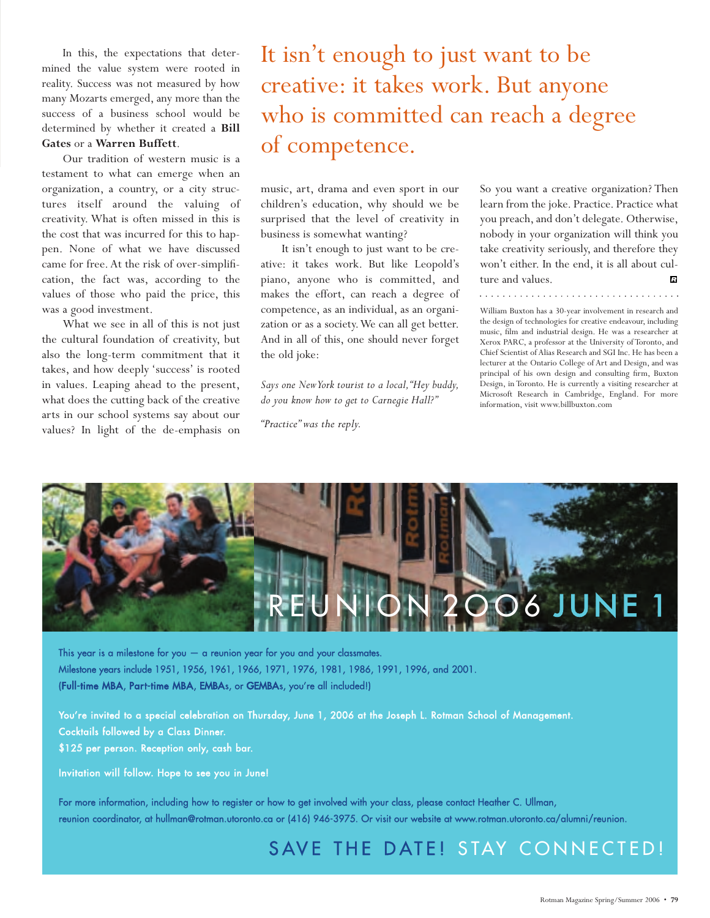In this, the expectations that determined the value system were rooted in reality. Success was not measured by how many Mozarts emerged, any more than the success of a business school would be determined by whether it created a **Bill Gates** or a **Warren Buffett**.

Our tradition of western music is a testament to what can emerge when an organization, a country, or a city structures itself around the valuing of creativity. What is often missed in this is the cost that was incurred for this to happen. None of what we have discussed came for free. At the risk of over-simplification, the fact was, according to the values of those who paid the price, this was a good investment.

What we see in all of this is not just the cultural foundation of creativity, but also the long-term commitment that it takes, and how deeply 'success' is rooted in values. Leaping ahead to the present, what does the cutting back of the creative arts in our school systems say about our values? In light of the de-emphasis on music, art, drama and even sport in our children's education, why should we be surprised that the level of creativity in business is somewhat wanting?

> It isn't enough to just want to be creative: it takes work. But anyone who is committed can reach a degree of competence.

It isn't enough to just want to be creative: it takes work. But like Leopold's piano, anyone who is committed, and makes the effort, can reach a degree of competence, as an individual, as an organization or as a society. We can all get better. And in all of this, one should never forget the old joke:

*Says one New York tourist to a local, "Hey buddy, do you know how to get to Carnegie Hall?"*

*"Practice" was the reply.*

So you want a creative organization? Then learn from the joke. Practice. Practice what you preach, and don't delegate. Otherwise, nobody in your organization will think you take creativity seriously, and therefore they won't either. In the end, it is all about culture and values.

William Buxton has a 30-year involvement in research and the design of technologies for creative endeavour, including music, film and industrial design. He was a researcher at Xerox PARC, a professor at the University of Toronto, and Chief Scientist of Alias Research and SGI Inc. He has been a lecturer at the Ontario College of Art and Design, and was principal of his own design and consulting firm, Buxton Design, in Toronto. He is currently a visiting researcher at Microsoft Research in Cambridge, England. For more information, visit www.billbuxton.com

## REUNION 2006 JUNE 1

This year is a milestone for you — a reunion year for you and your classmates.
Milestone years include 1951, 1956, 1961, 1966, 1971, 1976, 1981, 1986, 1991, 1996, and 2001.
(**Full-time MBA**, **Part-time MBA**, **EMBA**s, or **GEMBA**s, you're all included!)

You're invited to a special celebration on Thursday, June 1, 2006 at the Joseph L. Rotman School of Management.
Cocktails followed by a Class Dinner.
$125 per person. Reception only, cash bar.

Invitation will follow. Hope to see you in June!

For more information, including how to register or how to get involved with your class, please contact Heather C. Ullman, reunion coordinator, at hullman@rotman.utoronto.ca or (416) 946-3975. Or visit our website at www.rotman.utoronto.ca/alumni/reunion.

SAVE THE DATE! STAY CONNECTED!